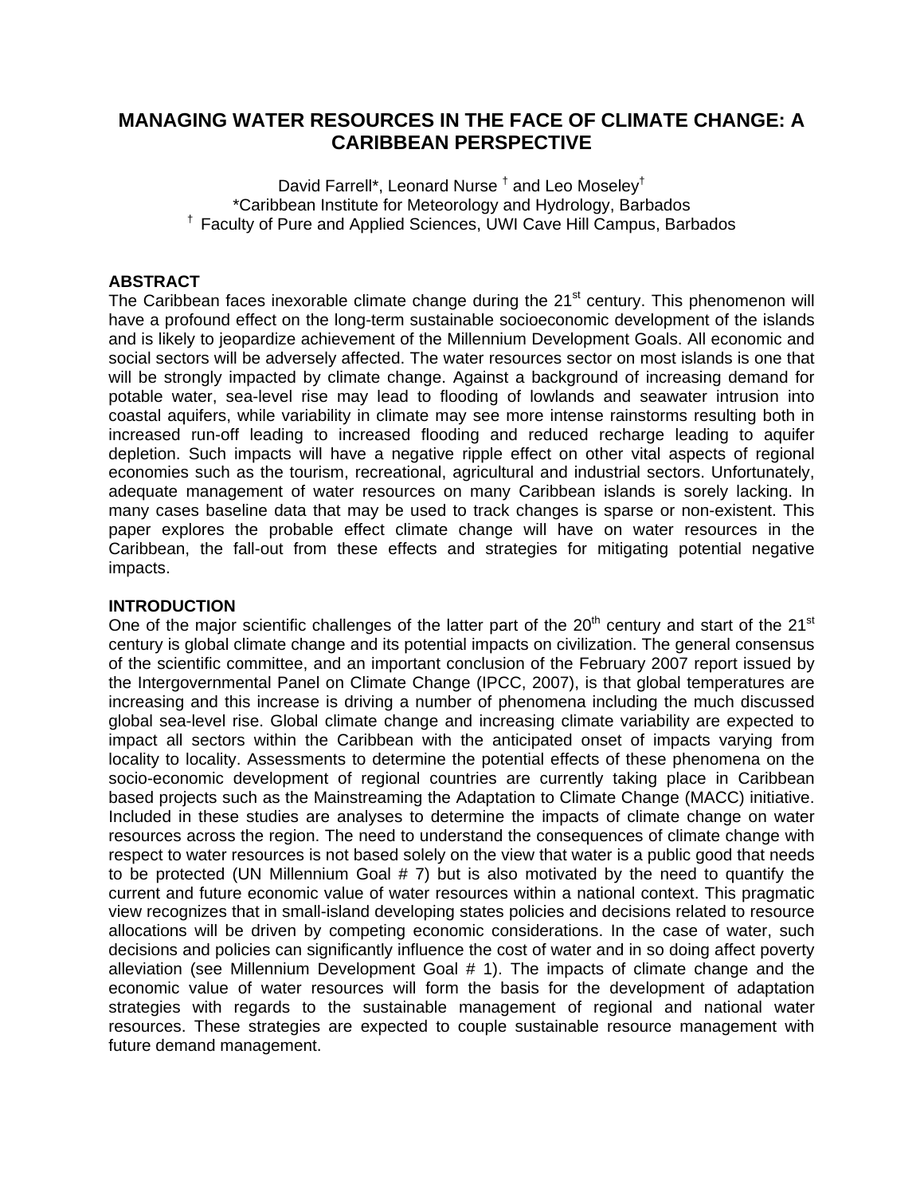# MANAGING WATER RESOURCES IN THE FACE OF CLIMATE CHANGE: A CARIBBEAN PERSPECTIVE

David Farrell*, Leonard Nurse † and Leo Moseley†

*Caribbean Institute for Meteorology and Hydrology, Barbados

† Faculty of Pure and Applied Sciences, UWI Cave Hill Campus, Barbados

## ABSTRACT

The Caribbean faces inexorable climate change during the 21st century. This phenomenon will have a profound effect on the long-term sustainable socioeconomic development of the islands and is likely to jeopardize achievement of the Millennium Development Goals. All economic and social sectors will be adversely affected. The water resources sector on most islands is one that will be strongly impacted by climate change. Against a background of increasing demand for potable water, sea-level rise may lead to flooding of lowlands and seawater intrusion into coastal aquifers, while variability in climate may see more intense rainstorms resulting both in increased run-off leading to increased flooding and reduced recharge leading to aquifer depletion. Such impacts will have a negative ripple effect on other vital aspects of regional economies such as the tourism, recreational, agricultural and industrial sectors. Unfortunately, adequate management of water resources on many Caribbean islands is sorely lacking. In many cases baseline data that may be used to track changes is sparse or non-existent. This paper explores the probable effect climate change will have on water resources in the Caribbean, the fall-out from these effects and strategies for mitigating potential negative impacts.

## INTRODUCTION

One of the major scientific challenges of the latter part of the 20th century and start of the 21st century is global climate change and its potential impacts on civilization. The general consensus of the scientific committee, and an important conclusion of the February 2007 report issued by the Intergovernmental Panel on Climate Change (IPCC, 2007), is that global temperatures are increasing and this increase is driving a number of phenomena including the much discussed global sea-level rise. Global climate change and increasing climate variability are expected to impact all sectors within the Caribbean with the anticipated onset of impacts varying from locality to locality. Assessments to determine the potential effects of these phenomena on the socio-economic development of regional countries are currently taking place in Caribbean based projects such as the Mainstreaming the Adaptation to Climate Change (MACC) initiative. Included in these studies are analyses to determine the impacts of climate change on water resources across the region. The need to understand the consequences of climate change with respect to water resources is not based solely on the view that water is a public good that needs to be protected (UN Millennium Goal # 7) but is also motivated by the need to quantify the current and future economic value of water resources within a national context. This pragmatic view recognizes that in small-island developing states policies and decisions related to resource allocations will be driven by competing economic considerations. In the case of water, such decisions and policies can significantly influence the cost of water and in so doing affect poverty alleviation (see Millennium Development Goal # 1). The impacts of climate change and the economic value of water resources will form the basis for the development of adaptation strategies with regards to the sustainable management of regional and national water resources. These strategies are expected to couple sustainable resource management with future demand management.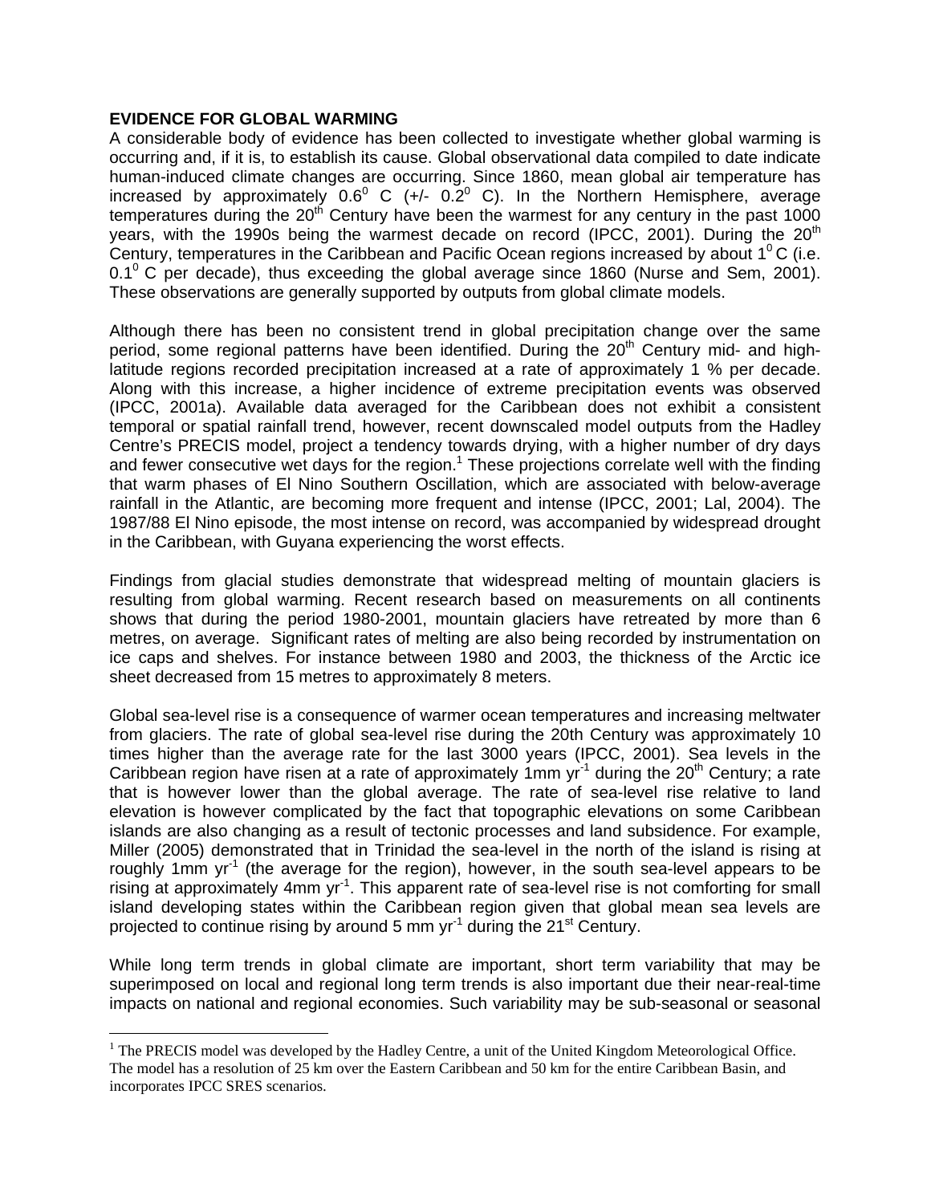**EVIDENCE FOR GLOBAL WARMING**

A considerable body of evidence has been collected to investigate whether global warming is occurring and, if it is, to establish its cause. Global observational data compiled to date indicate human-induced climate changes are occurring. Since 1860, mean global air temperature has increased by approximately $0.6^0$ C (+/- $0.2^0$ C). In the Northern Hemisphere, average temperatures during the 20th Century have been the warmest for any century in the past 1000 years, with the 1990s being the warmest decade on record (IPCC, 2001). During the 20th Century, temperatures in the Caribbean and Pacific Ocean regions increased by about $1^0$ C (i.e. $0.1^0$ C per decade), thus exceeding the global average since 1860 (Nurse and Sem, 2001). These observations are generally supported by outputs from global climate models.

Although there has been no consistent trend in global precipitation change over the same period, some regional patterns have been identified. During the 20th Century mid- and high-latitude regions recorded precipitation increased at a rate of approximately 1 % per decade. Along with this increase, a higher incidence of extreme precipitation events was observed (IPCC, 2001a). Available data averaged for the Caribbean does not exhibit a consistent temporal or spatial rainfall trend, however, recent downscaled model outputs from the Hadley Centre's PRECIS model, project a tendency towards drying, with a higher number of dry days and fewer consecutive wet days for the region.[1] These projections correlate well with the finding that warm phases of El Nino Southern Oscillation, which are associated with below-average rainfall in the Atlantic, are becoming more frequent and intense (IPCC, 2001; Lal, 2004). The 1987/88 El Nino episode, the most intense on record, was accompanied by widespread drought in the Caribbean, with Guyana experiencing the worst effects.

Findings from glacial studies demonstrate that widespread melting of mountain glaciers is resulting from global warming. Recent research based on measurements on all continents shows that during the period 1980-2001, mountain glaciers have retreated by more than 6 metres, on average. Significant rates of melting are also being recorded by instrumentation on ice caps and shelves. For instance between 1980 and 2003, the thickness of the Arctic ice sheet decreased from 15 metres to approximately 8 meters.

Global sea-level rise is a consequence of warmer ocean temperatures and increasing meltwater from glaciers. The rate of global sea-level rise during the 20th Century was approximately 10 times higher than the average rate for the last 3000 years (IPCC, 2001). Sea levels in the Caribbean region have risen at a rate of approximately 1mm $yr^{-1}$ during the 20th Century; a rate that is however lower than the global average. The rate of sea-level rise relative to land elevation is however complicated by the fact that topographic elevations on some Caribbean islands are also changing as a result of tectonic processes and land subsidence. For example, Miller (2005) demonstrated that in Trinidad the sea-level in the north of the island is rising at roughly 1mm $yr^{-1}$ (the average for the region), however, in the south sea-level appears to be rising at approximately 4mm $yr^{-1}$. This apparent rate of sea-level rise is not comforting for small island developing states within the Caribbean region given that global mean sea levels are projected to continue rising by around 5 mm $yr^{-1}$ during the 21st Century.

While long term trends in global climate are important, short term variability that may be superimposed on local and regional long term trends is also important due their near-real-time impacts on national and regional economies. Such variability may be sub-seasonal or seasonal

---

[1] The PRECIS model was developed by the Hadley Centre, a unit of the United Kingdom Meteorological Office. The model has a resolution of 25 km over the Eastern Caribbean and 50 km for the entire Caribbean Basin, and incorporates IPCC SRES scenarios.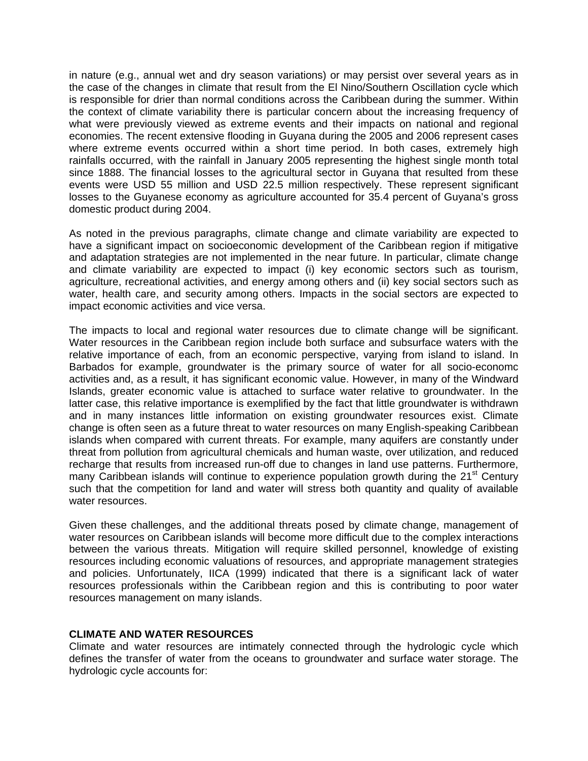in nature (e.g., annual wet and dry season variations) or may persist over several years as in the case of the changes in climate that result from the El Nino/Southern Oscillation cycle which is responsible for drier than normal conditions across the Caribbean during the summer. Within the context of climate variability there is particular concern about the increasing frequency of what were previously viewed as extreme events and their impacts on national and regional economies. The recent extensive flooding in Guyana during the 2005 and 2006 represent cases where extreme events occurred within a short time period. In both cases, extremely high rainfalls occurred, with the rainfall in January 2005 representing the highest single month total since 1888. The financial losses to the agricultural sector in Guyana that resulted from these events were USD 55 million and USD 22.5 million respectively. These represent significant losses to the Guyanese economy as agriculture accounted for 35.4 percent of Guyana's gross domestic product during 2004.

As noted in the previous paragraphs, climate change and climate variability are expected to have a significant impact on socioeconomic development of the Caribbean region if mitigative and adaptation strategies are not implemented in the near future. In particular, climate change and climate variability are expected to impact (i) key economic sectors such as tourism, agriculture, recreational activities, and energy among others and (ii) key social sectors such as water, health care, and security among others. Impacts in the social sectors are expected to impact economic activities and vice versa.

The impacts to local and regional water resources due to climate change will be significant. Water resources in the Caribbean region include both surface and subsurface waters with the relative importance of each, from an economic perspective, varying from island to island. In Barbados for example, groundwater is the primary source of water for all socio-economc activities and, as a result, it has significant economic value. However, in many of the Windward Islands, greater economic value is attached to surface water relative to groundwater. In the latter case, this relative importance is exemplified by the fact that little groundwater is withdrawn and in many instances little information on existing groundwater resources exist. Climate change is often seen as a future threat to water resources on many English-speaking Caribbean islands when compared with current threats. For example, many aquifers are constantly under threat from pollution from agricultural chemicals and human waste, over utilization, and reduced recharge that results from increased run-off due to changes in land use patterns. Furthermore, many Caribbean islands will continue to experience population growth during the 21st Century such that the competition for land and water will stress both quantity and quality of available water resources.

Given these challenges, and the additional threats posed by climate change, management of water resources on Caribbean islands will become more difficult due to the complex interactions between the various threats. Mitigation will require skilled personnel, knowledge of existing resources including economic valuations of resources, and appropriate management strategies and policies. Unfortunately, IICA (1999) indicated that there is a significant lack of water resources professionals within the Caribbean region and this is contributing to poor water resources management on many islands.

## CLIMATE AND WATER RESOURCES

Climate and water resources are intimately connected through the hydrologic cycle which defines the transfer of water from the oceans to groundwater and surface water storage. The hydrologic cycle accounts for: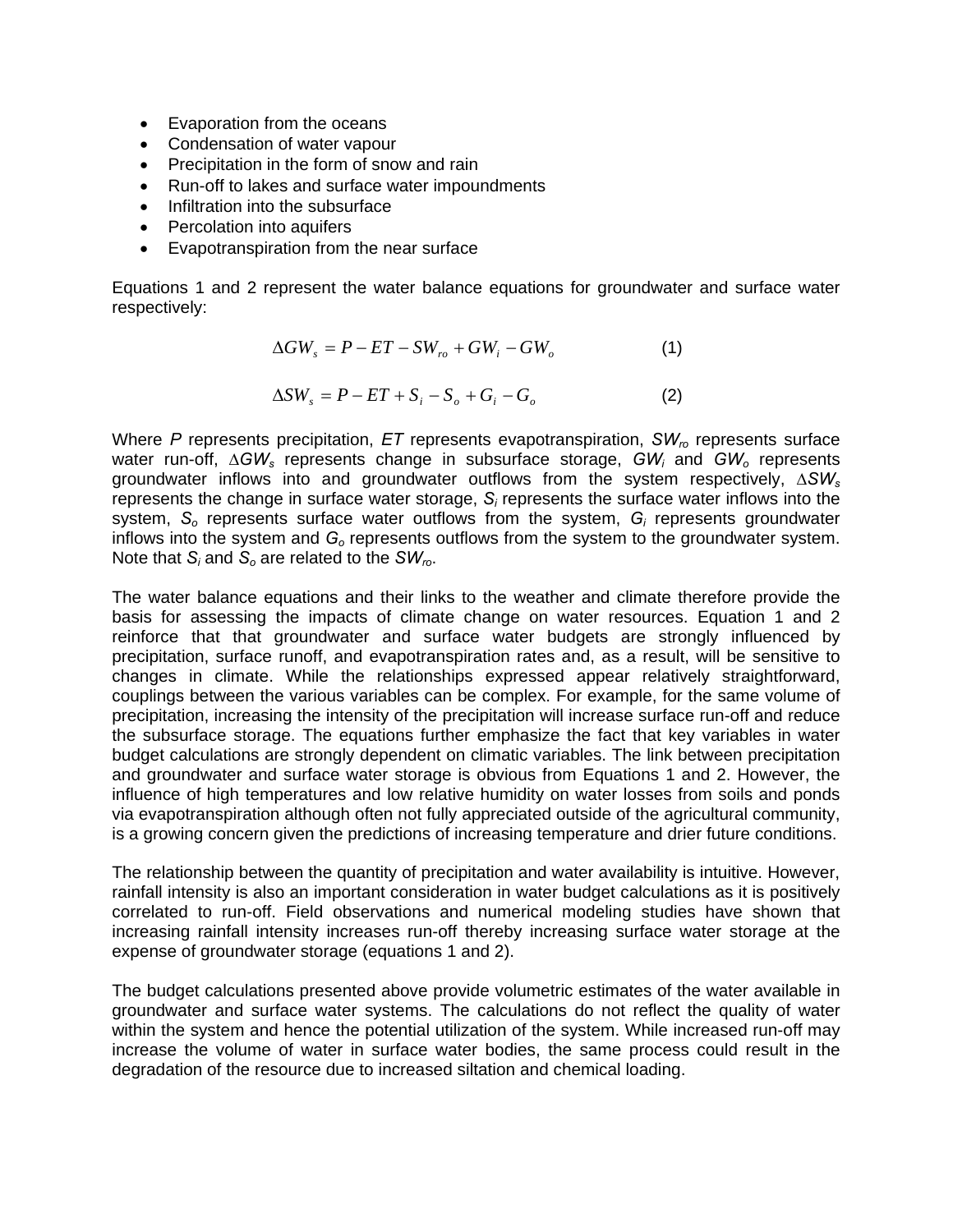- Evaporation from the oceans
- Condensation of water vapour
- Precipitation in the form of snow and rain
- Run-off to lakes and surface water impoundments
- Infiltration into the subsurface
- Percolation into aquifers
- Evapotranspiration from the near surface

Equations 1 and 2 represent the water balance equations for groundwater and surface water respectively:

$$\Delta GW_s = P - ET - SW_{ro} + GW_i - GW_o \qquad (1)$$

$$\Delta SW_s = P - ET + S_i - S_o + G_i - G_o \qquad (2)$$

Where $P$ represents precipitation, $ET$ represents evapotranspiration, $SW_{ro}$ represents surface water run-off, $\Delta GW_s$ represents change in subsurface storage, $GW_i$ and $GW_o$ represents groundwater inflows into and groundwater outflows from the system respectively, $\Delta SW_s$ represents the change in surface water storage, $S_i$ represents the surface water inflows into the system, $S_o$ represents surface water outflows from the system, $G_i$ represents groundwater inflows into the system and $G_o$ represents outflows from the system to the groundwater system. Note that $S_i$ and $S_o$ are related to the $SW_{ro}$.

The water balance equations and their links to the weather and climate therefore provide the basis for assessing the impacts of climate change on water resources. Equation 1 and 2 reinforce that that groundwater and surface water budgets are strongly influenced by precipitation, surface runoff, and evapotranspiration rates and, as a result, will be sensitive to changes in climate. While the relationships expressed appear relatively straightforward, couplings between the various variables can be complex. For example, for the same volume of precipitation, increasing the intensity of the precipitation will increase surface run-off and reduce the subsurface storage. The equations further emphasize the fact that key variables in water budget calculations are strongly dependent on climatic variables. The link between precipitation and groundwater and surface water storage is obvious from Equations 1 and 2. However, the influence of high temperatures and low relative humidity on water losses from soils and ponds via evapotranspiration although often not fully appreciated outside of the agricultural community, is a growing concern given the predictions of increasing temperature and drier future conditions.

The relationship between the quantity of precipitation and water availability is intuitive. However, rainfall intensity is also an important consideration in water budget calculations as it is positively correlated to run-off. Field observations and numerical modeling studies have shown that increasing rainfall intensity increases run-off thereby increasing surface water storage at the expense of groundwater storage (equations 1 and 2).

The budget calculations presented above provide volumetric estimates of the water available in groundwater and surface water systems. The calculations do not reflect the quality of water within the system and hence the potential utilization of the system. While increased run-off may increase the volume of water in surface water bodies, the same process could result in the degradation of the resource due to increased siltation and chemical loading.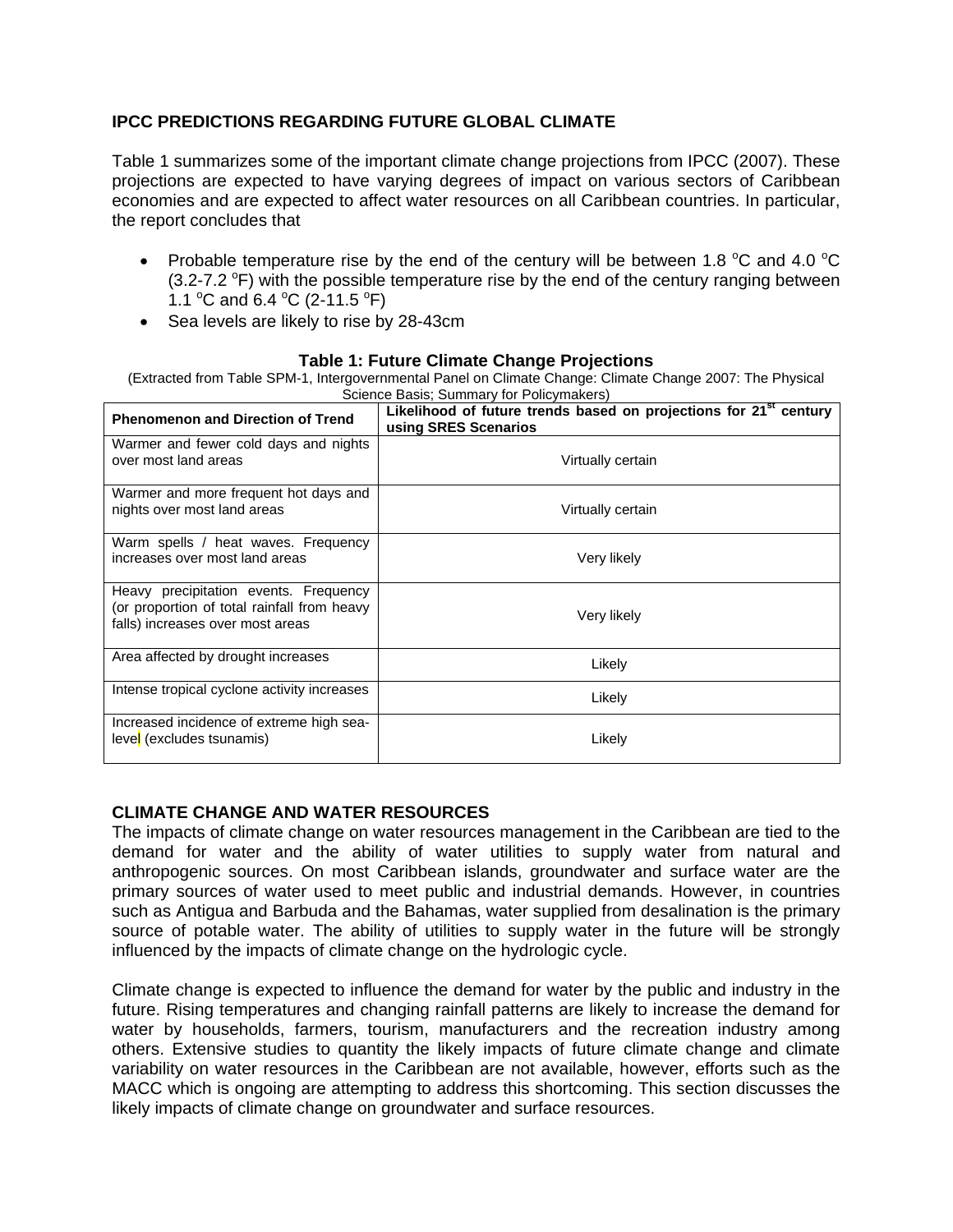## IPCC PREDICTIONS REGARDING FUTURE GLOBAL CLIMATE

Table 1 summarizes some of the important climate change projections from IPCC (2007). These projections are expected to have varying degrees of impact on various sectors of Caribbean economies and are expected to affect water resources on all Caribbean countries. In particular, the report concludes that

- Probable temperature rise by the end of the century will be between 1.8 °C and 4.0 °C (3.2-7.2 °F) with the possible temperature rise by the end of the century ranging between 1.1 °C and 6.4 °C (2-11.5 °F)
- Sea levels are likely to rise by 28-43cm

**Table 1: Future Climate Change Projections**

(Extracted from Table SPM-1, Intergovernmental Panel on Climate Change: Climate Change 2007: The Physical Science Basis; Summary for Policymakers)

| Phenomenon and Direction of Trend | Likelihood of future trends based on projections for 21st century using SRES Scenarios |
|---|---|
| Warmer and fewer cold days and nights over most land areas | Virtually certain |
| Warmer and more frequent hot days and nights over most land areas | Virtually certain |
| Warm spells / heat waves. Frequency increases over most land areas | Very likely |
| Heavy precipitation events. Frequency (or proportion of total rainfall from heavy falls) increases over most areas | Very likely |
| Area affected by drought increases | Likely |
| Intense tropical cyclone activity increases | Likely |
| Increased incidence of extreme high sea-level (excludes tsunamis) | Likely |

## CLIMATE CHANGE AND WATER RESOURCES

The impacts of climate change on water resources management in the Caribbean are tied to the demand for water and the ability of water utilities to supply water from natural and anthropogenic sources. On most Caribbean islands, groundwater and surface water are the primary sources of water used to meet public and industrial demands. However, in countries such as Antigua and Barbuda and the Bahamas, water supplied from desalination is the primary source of potable water. The ability of utilities to supply water in the future will be strongly influenced by the impacts of climate change on the hydrologic cycle.

Climate change is expected to influence the demand for water by the public and industry in the future. Rising temperatures and changing rainfall patterns are likely to increase the demand for water by households, farmers, tourism, manufacturers and the recreation industry among others. Extensive studies to quantity the likely impacts of future climate change and climate variability on water resources in the Caribbean are not available, however, efforts such as the MACC which is ongoing are attempting to address this shortcoming. This section discusses the likely impacts of climate change on groundwater and surface resources.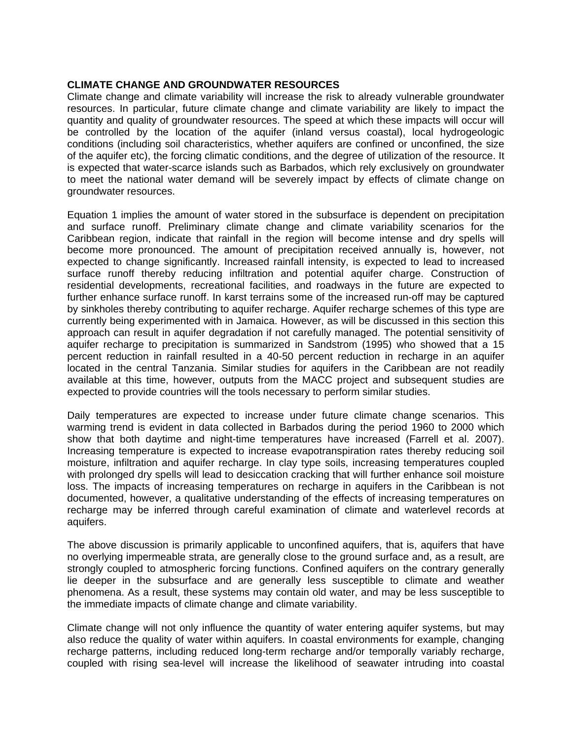**CLIMATE CHANGE AND GROUNDWATER RESOURCES**

Climate change and climate variability will increase the risk to already vulnerable groundwater resources. In particular, future climate change and climate variability are likely to impact the quantity and quality of groundwater resources. The speed at which these impacts will occur will be controlled by the location of the aquifer (inland versus coastal), local hydrogeologic conditions (including soil characteristics, whether aquifers are confined or unconfined, the size of the aquifer etc), the forcing climatic conditions, and the degree of utilization of the resource. It is expected that water-scarce islands such as Barbados, which rely exclusively on groundwater to meet the national water demand will be severely impact by effects of climate change on groundwater resources.

Equation 1 implies the amount of water stored in the subsurface is dependent on precipitation and surface runoff. Preliminary climate change and climate variability scenarios for the Caribbean region, indicate that rainfall in the region will become intense and dry spells will become more pronounced. The amount of precipitation received annually is, however, not expected to change significantly. Increased rainfall intensity, is expected to lead to increased surface runoff thereby reducing infiltration and potential aquifer charge. Construction of residential developments, recreational facilities, and roadways in the future are expected to further enhance surface runoff. In karst terrains some of the increased run-off may be captured by sinkholes thereby contributing to aquifer recharge. Aquifer recharge schemes of this type are currently being experimented with in Jamaica. However, as will be discussed in this section this approach can result in aquifer degradation if not carefully managed. The potential sensitivity of aquifer recharge to precipitation is summarized in Sandstrom (1995) who showed that a 15 percent reduction in rainfall resulted in a 40-50 percent reduction in recharge in an aquifer located in the central Tanzania. Similar studies for aquifers in the Caribbean are not readily available at this time, however, outputs from the MACC project and subsequent studies are expected to provide countries will the tools necessary to perform similar studies.

Daily temperatures are expected to increase under future climate change scenarios. This warming trend is evident in data collected in Barbados during the period 1960 to 2000 which show that both daytime and night-time temperatures have increased (Farrell et al. 2007). Increasing temperature is expected to increase evapotranspiration rates thereby reducing soil moisture, infiltration and aquifer recharge. In clay type soils, increasing temperatures coupled with prolonged dry spells will lead to desiccation cracking that will further enhance soil moisture loss. The impacts of increasing temperatures on recharge in aquifers in the Caribbean is not documented, however, a qualitative understanding of the effects of increasing temperatures on recharge may be inferred through careful examination of climate and waterlevel records at aquifers.

The above discussion is primarily applicable to unconfined aquifers, that is, aquifers that have no overlying impermeable strata, are generally close to the ground surface and, as a result, are strongly coupled to atmospheric forcing functions. Confined aquifers on the contrary generally lie deeper in the subsurface and are generally less susceptible to climate and weather phenomena. As a result, these systems may contain old water, and may be less susceptible to the immediate impacts of climate change and climate variability.

Climate change will not only influence the quantity of water entering aquifer systems, but may also reduce the quality of water within aquifers. In coastal environments for example, changing recharge patterns, including reduced long-term recharge and/or temporally variably recharge, coupled with rising sea-level will increase the likelihood of seawater intruding into coastal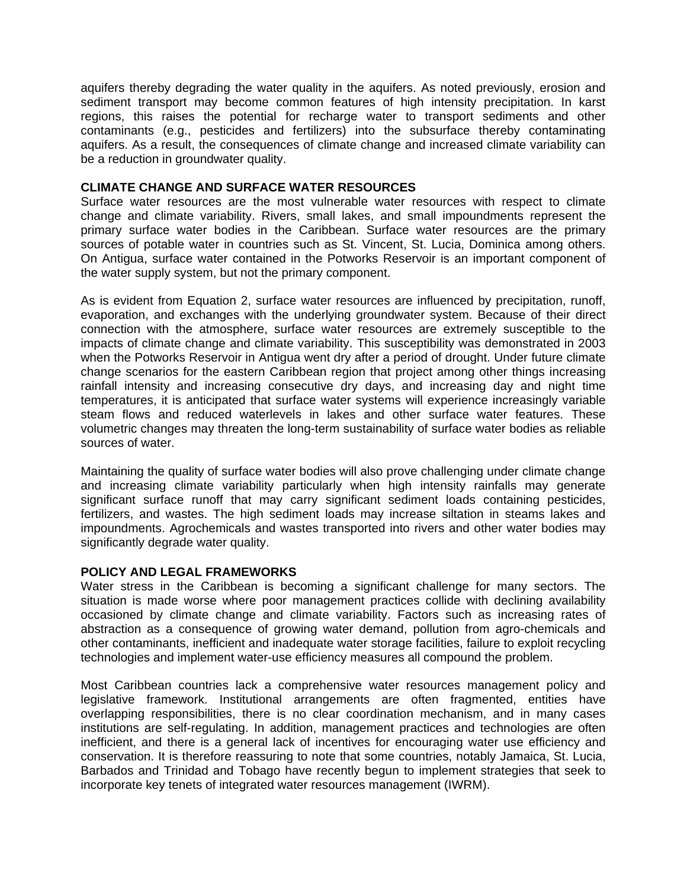aquifers thereby degrading the water quality in the aquifers. As noted previously, erosion and sediment transport may become common features of high intensity precipitation. In karst regions, this raises the potential for recharge water to transport sediments and other contaminants (e.g., pesticides and fertilizers) into the subsurface thereby contaminating aquifers. As a result, the consequences of climate change and increased climate variability can be a reduction in groundwater quality.

## CLIMATE CHANGE AND SURFACE WATER RESOURCES

Surface water resources are the most vulnerable water resources with respect to climate change and climate variability. Rivers, small lakes, and small impoundments represent the primary surface water bodies in the Caribbean. Surface water resources are the primary sources of potable water in countries such as St. Vincent, St. Lucia, Dominica among others. On Antigua, surface water contained in the Potworks Reservoir is an important component of the water supply system, but not the primary component.

As is evident from Equation 2, surface water resources are influenced by precipitation, runoff, evaporation, and exchanges with the underlying groundwater system. Because of their direct connection with the atmosphere, surface water resources are extremely susceptible to the impacts of climate change and climate variability. This susceptibility was demonstrated in 2003 when the Potworks Reservoir in Antigua went dry after a period of drought. Under future climate change scenarios for the eastern Caribbean region that project among other things increasing rainfall intensity and increasing consecutive dry days, and increasing day and night time temperatures, it is anticipated that surface water systems will experience increasingly variable steam flows and reduced waterlevels in lakes and other surface water features. These volumetric changes may threaten the long-term sustainability of surface water bodies as reliable sources of water.

Maintaining the quality of surface water bodies will also prove challenging under climate change and increasing climate variability particularly when high intensity rainfalls may generate significant surface runoff that may carry significant sediment loads containing pesticides, fertilizers, and wastes. The high sediment loads may increase siltation in steams lakes and impoundments. Agrochemicals and wastes transported into rivers and other water bodies may significantly degrade water quality.

## POLICY AND LEGAL FRAMEWORKS

Water stress in the Caribbean is becoming a significant challenge for many sectors. The situation is made worse where poor management practices collide with declining availability occasioned by climate change and climate variability. Factors such as increasing rates of abstraction as a consequence of growing water demand, pollution from agro-chemicals and other contaminants, inefficient and inadequate water storage facilities, failure to exploit recycling technologies and implement water-use efficiency measures all compound the problem.

Most Caribbean countries lack a comprehensive water resources management policy and legislative framework. Institutional arrangements are often fragmented, entities have overlapping responsibilities, there is no clear coordination mechanism, and in many cases institutions are self-regulating. In addition, management practices and technologies are often inefficient, and there is a general lack of incentives for encouraging water use efficiency and conservation. It is therefore reassuring to note that some countries, notably Jamaica, St. Lucia, Barbados and Trinidad and Tobago have recently begun to implement strategies that seek to incorporate key tenets of integrated water resources management (IWRM).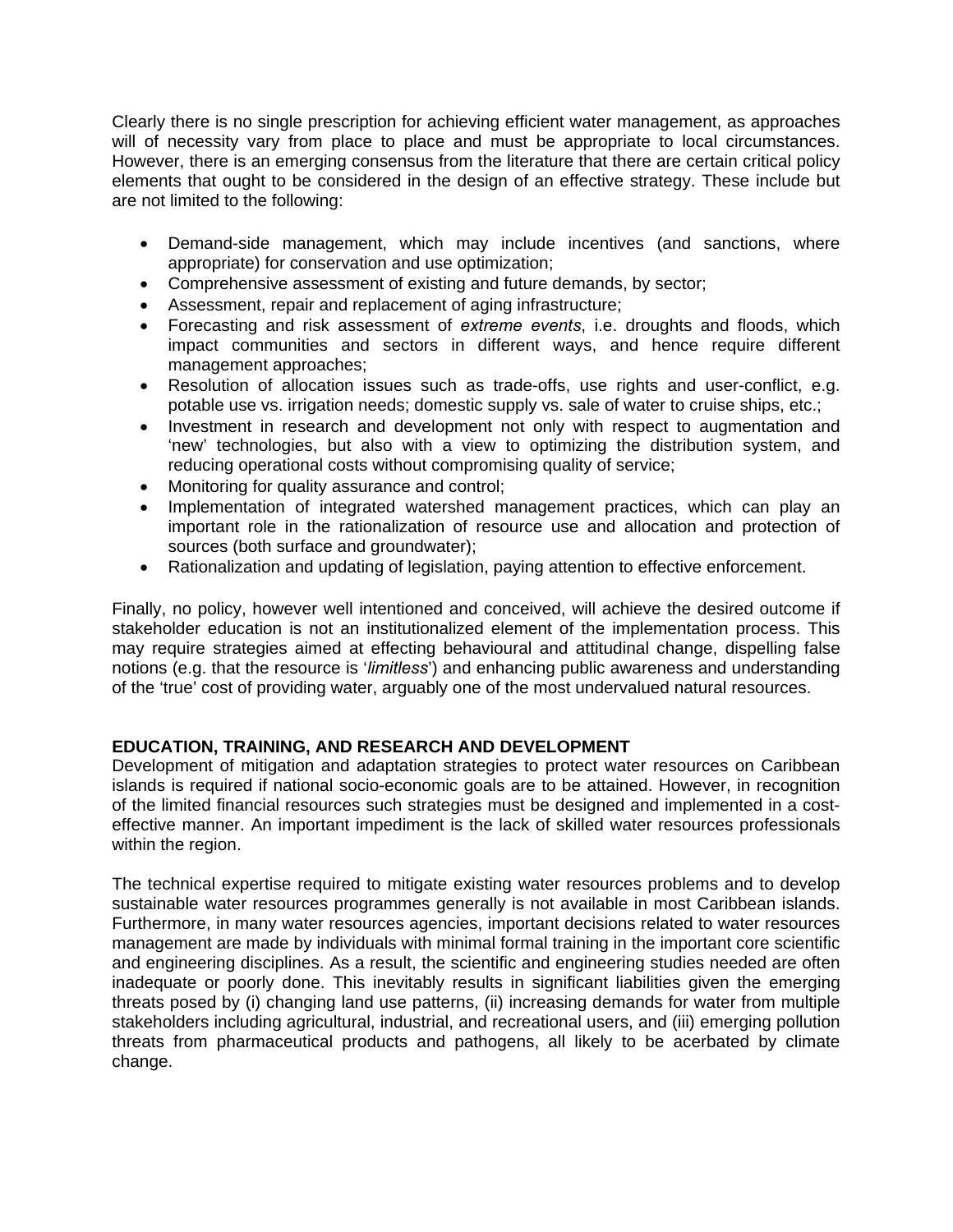Clearly there is no single prescription for achieving efficient water management, as approaches will of necessity vary from place to place and must be appropriate to local circumstances. However, there is an emerging consensus from the literature that there are certain critical policy elements that ought to be considered in the design of an effective strategy. These include but are not limited to the following:

- Demand-side management, which may include incentives (and sanctions, where appropriate) for conservation and use optimization;
- Comprehensive assessment of existing and future demands, by sector;
- Assessment, repair and replacement of aging infrastructure;
- Forecasting and risk assessment of *extreme events*, i.e. droughts and floods, which impact communities and sectors in different ways, and hence require different management approaches;
- Resolution of allocation issues such as trade-offs, use rights and user-conflict, e.g. potable use vs. irrigation needs; domestic supply vs. sale of water to cruise ships, etc.;
- Investment in research and development not only with respect to augmentation and 'new' technologies, but also with a view to optimizing the distribution system, and reducing operational costs without compromising quality of service;
- Monitoring for quality assurance and control;
- Implementation of integrated watershed management practices, which can play an important role in the rationalization of resource use and allocation and protection of sources (both surface and groundwater);
- Rationalization and updating of legislation, paying attention to effective enforcement.

Finally, no policy, however well intentioned and conceived, will achieve the desired outcome if stakeholder education is not an institutionalized element of the implementation process. This may require strategies aimed at effecting behavioural and attitudinal change, dispelling false notions (e.g. that the resource is '*limitless*') and enhancing public awareness and understanding of the 'true' cost of providing water, arguably one of the most undervalued natural resources.

## EDUCATION, TRAINING, AND RESEARCH AND DEVELOPMENT

Development of mitigation and adaptation strategies to protect water resources on Caribbean islands is required if national socio-economic goals are to be attained. However, in recognition of the limited financial resources such strategies must be designed and implemented in a cost-effective manner. An important impediment is the lack of skilled water resources professionals within the region.

The technical expertise required to mitigate existing water resources problems and to develop sustainable water resources programmes generally is not available in most Caribbean islands. Furthermore, in many water resources agencies, important decisions related to water resources management are made by individuals with minimal formal training in the important core scientific and engineering disciplines. As a result, the scientific and engineering studies needed are often inadequate or poorly done. This inevitably results in significant liabilities given the emerging threats posed by (i) changing land use patterns, (ii) increasing demands for water from multiple stakeholders including agricultural, industrial, and recreational users, and (iii) emerging pollution threats from pharmaceutical products and pathogens, all likely to be acerbated by climate change.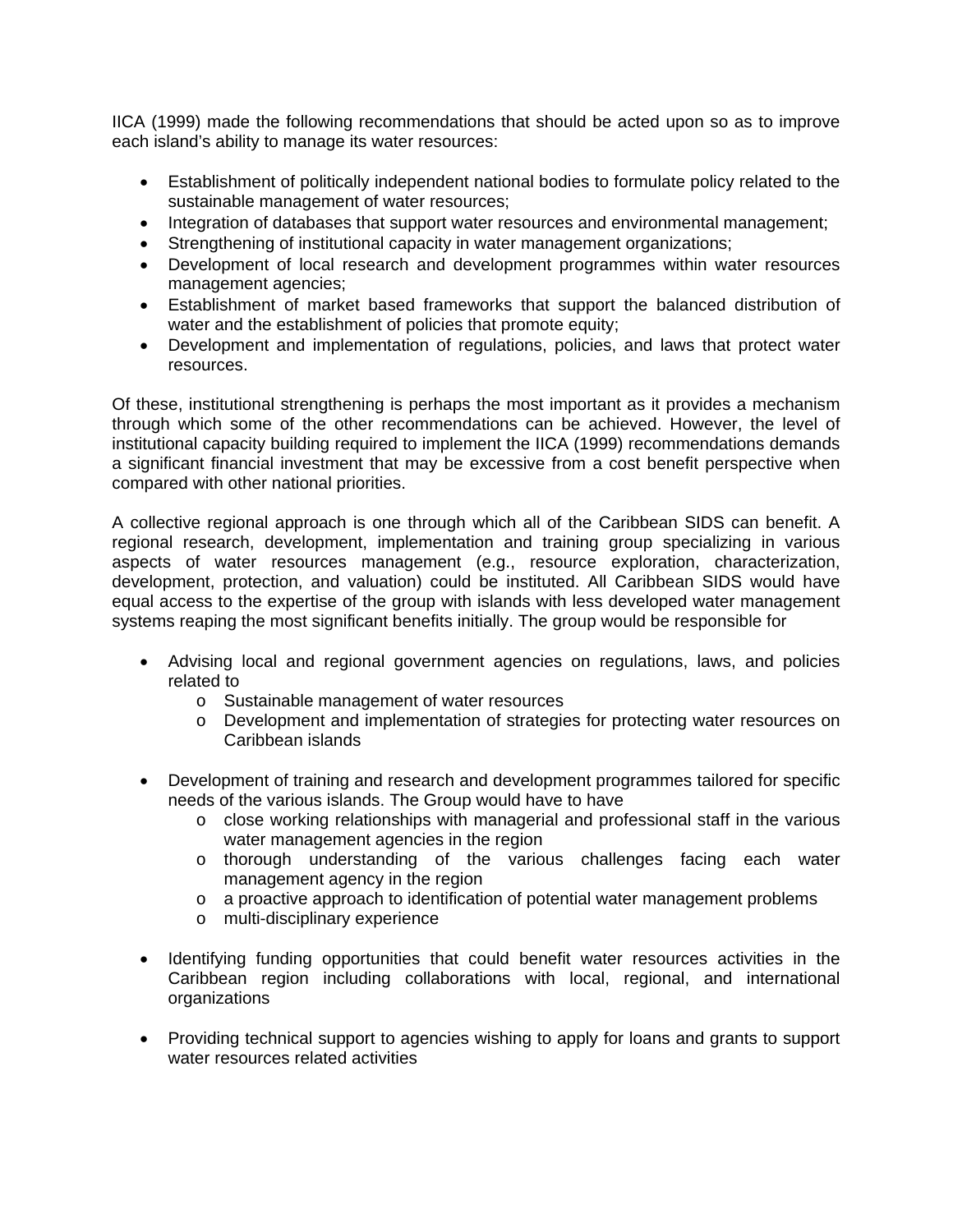IICA (1999) made the following recommendations that should be acted upon so as to improve each island's ability to manage its water resources:

- Establishment of politically independent national bodies to formulate policy related to the sustainable management of water resources;
- Integration of databases that support water resources and environmental management;
- Strengthening of institutional capacity in water management organizations;
- Development of local research and development programmes within water resources management agencies;
- Establishment of market based frameworks that support the balanced distribution of water and the establishment of policies that promote equity;
- Development and implementation of regulations, policies, and laws that protect water resources.

Of these, institutional strengthening is perhaps the most important as it provides a mechanism through which some of the other recommendations can be achieved. However, the level of institutional capacity building required to implement the IICA (1999) recommendations demands a significant financial investment that may be excessive from a cost benefit perspective when compared with other national priorities.

A collective regional approach is one through which all of the Caribbean SIDS can benefit. A regional research, development, implementation and training group specializing in various aspects of water resources management (e.g., resource exploration, characterization, development, protection, and valuation) could be instituted. All Caribbean SIDS would have equal access to the expertise of the group with islands with less developed water management systems reaping the most significant benefits initially. The group would be responsible for

- Advising local and regional government agencies on regulations, laws, and policies related to
  - Sustainable management of water resources
  - Development and implementation of strategies for protecting water resources on Caribbean islands

- Development of training and research and development programmes tailored for specific needs of the various islands. The Group would have to have
  - close working relationships with managerial and professional staff in the various water management agencies in the region
  - thorough understanding of the various challenges facing each water management agency in the region
  - a proactive approach to identification of potential water management problems
  - multi-disciplinary experience

- Identifying funding opportunities that could benefit water resources activities in the Caribbean region including collaborations with local, regional, and international organizations

- Providing technical support to agencies wishing to apply for loans and grants to support water resources related activities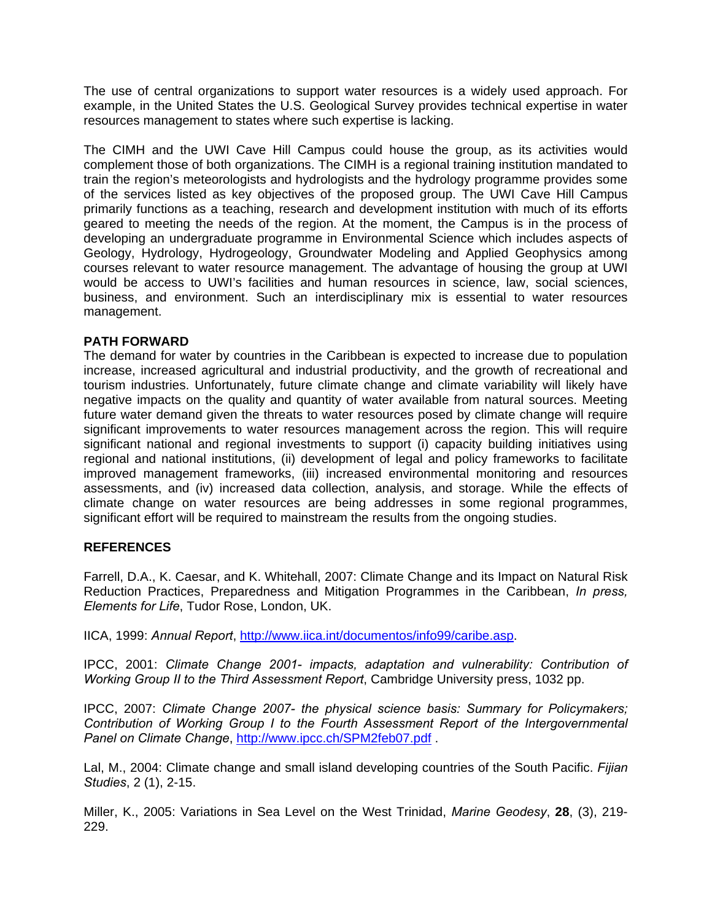The use of central organizations to support water resources is a widely used approach. For example, in the United States the U.S. Geological Survey provides technical expertise in water resources management to states where such expertise is lacking.

The CIMH and the UWI Cave Hill Campus could house the group, as its activities would complement those of both organizations. The CIMH is a regional training institution mandated to train the region's meteorologists and hydrologists and the hydrology programme provides some of the services listed as key objectives of the proposed group. The UWI Cave Hill Campus primarily functions as a teaching, research and development institution with much of its efforts geared to meeting the needs of the region. At the moment, the Campus is in the process of developing an undergraduate programme in Environmental Science which includes aspects of Geology, Hydrology, Hydrogeology, Groundwater Modeling and Applied Geophysics among courses relevant to water resource management. The advantage of housing the group at UWI would be access to UWI's facilities and human resources in science, law, social sciences, business, and environment. Such an interdisciplinary mix is essential to water resources management.

## PATH FORWARD

The demand for water by countries in the Caribbean is expected to increase due to population increase, increased agricultural and industrial productivity, and the growth of recreational and tourism industries. Unfortunately, future climate change and climate variability will likely have negative impacts on the quality and quantity of water available from natural sources. Meeting future water demand given the threats to water resources posed by climate change will require significant improvements to water resources management across the region. This will require significant national and regional investments to support (i) capacity building initiatives using regional and national institutions, (ii) development of legal and policy frameworks to facilitate improved management frameworks, (iii) increased environmental monitoring and resources assessments, and (iv) increased data collection, analysis, and storage. While the effects of climate change on water resources are being addresses in some regional programmes, significant effort will be required to mainstream the results from the ongoing studies.

## REFERENCES

Farrell, D.A., K. Caesar, and K. Whitehall, 2007: Climate Change and its Impact on Natural Risk Reduction Practices, Preparedness and Mitigation Programmes in the Caribbean, *In press, Elements for Life*, Tudor Rose, London, UK.

IICA, 1999: *Annual Report*, http://www.iica.int/documentos/info99/caribe.asp.

IPCC, 2001: *Climate Change 2001- impacts, adaptation and vulnerability: Contribution of Working Group II to the Third Assessment Report*, Cambridge University press, 1032 pp.

IPCC, 2007: *Climate Change 2007- the physical science basis: Summary for Policymakers; Contribution of Working Group I to the Fourth Assessment Report of the Intergovernmental Panel on Climate Change*, http://www.ipcc.ch/SPM2feb07.pdf .

Lal, M., 2004: Climate change and small island developing countries of the South Pacific. *Fijian Studies*, 2 (1), 2-15.

Miller, K., 2005: Variations in Sea Level on the West Trinidad, *Marine Geodesy*, **28**, (3), 219-229.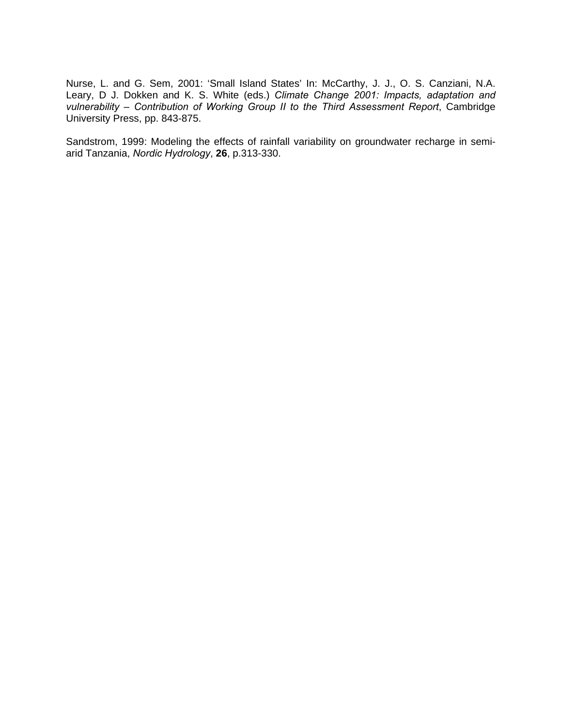Nurse, L. and G. Sem, 2001: 'Small Island States' In: McCarthy, J. J., O. S. Canziani, N.A. Leary, D J. Dokken and K. S. White (eds.) *Climate Change 2001: Impacts, adaptation and vulnerability – Contribution of Working Group II to the Third Assessment Report*, Cambridge University Press, pp. 843-875.

Sandstrom, 1999: Modeling the effects of rainfall variability on groundwater recharge in semi-arid Tanzania, *Nordic Hydrology*, **26**, p.313-330.